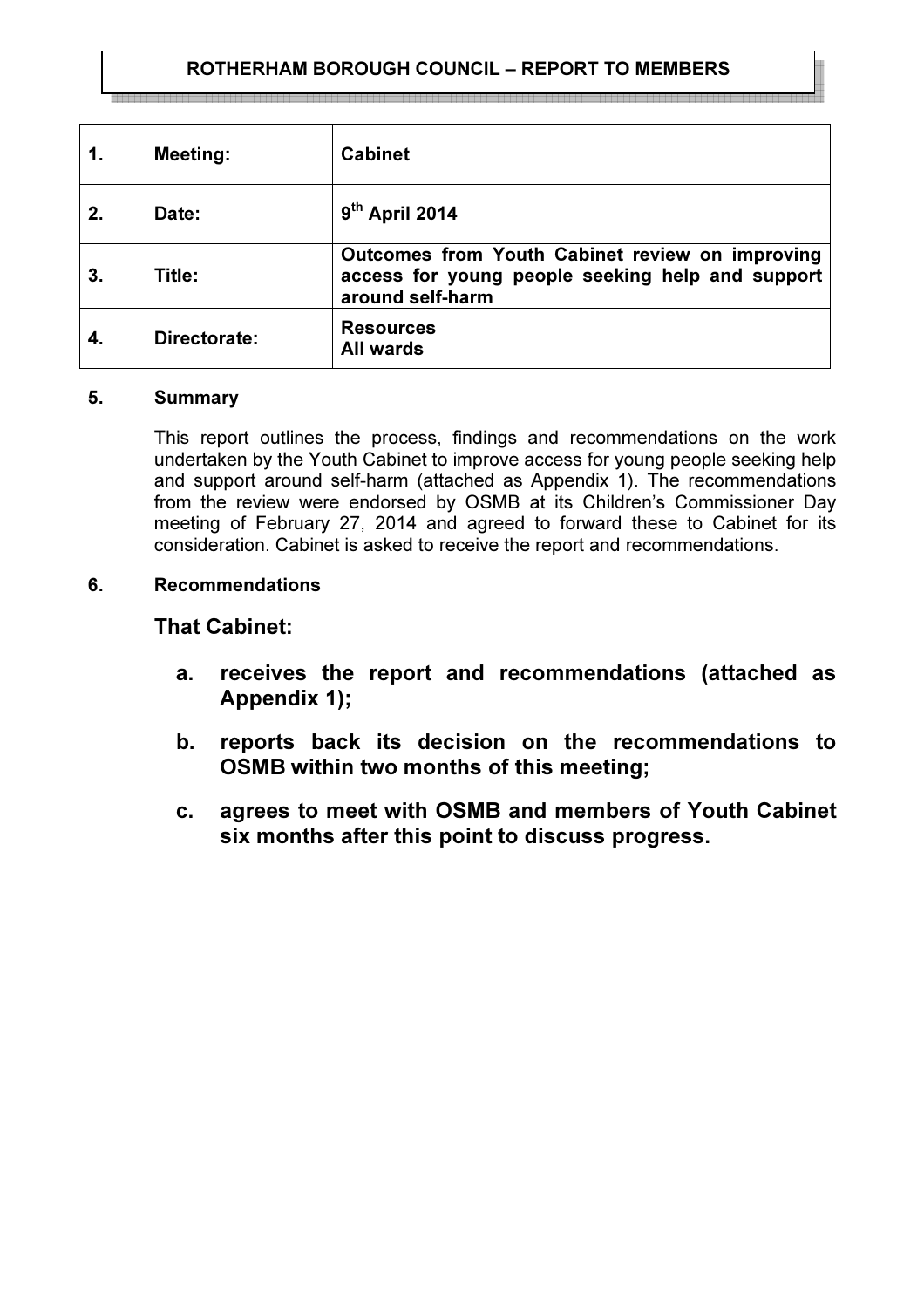# ROTHERHAM BOROUGH COUNCIL – REPORT TO MEMBERS

| | | |
|---|---|---|
| **1.** | **Meeting:** | **Cabinet** |
| **2.** | **Date:** | **9th April 2014** |
| **3.** | **Title:** | **Outcomes from Youth Cabinet review on improving access for young people seeking help and support around self-harm** |
| **4.** | **Directorate:** | **Resources**<br>**All wards** |

## 5. Summary

This report outlines the process, findings and recommendations on the work undertaken by the Youth Cabinet to improve access for young people seeking help and support around self-harm (attached as Appendix 1). The recommendations from the review were endorsed by OSMB at its Children's Commissioner Day meeting of February 27, 2014 and agreed to forward these to Cabinet for its consideration. Cabinet is asked to receive the report and recommendations.

## 6. Recommendations

**That Cabinet:**

- **a. receives the report and recommendations (attached as Appendix 1);**
- **b. reports back its decision on the recommendations to OSMB within two months of this meeting;**
- **c. agrees to meet with OSMB and members of Youth Cabinet six months after this point to discuss progress.**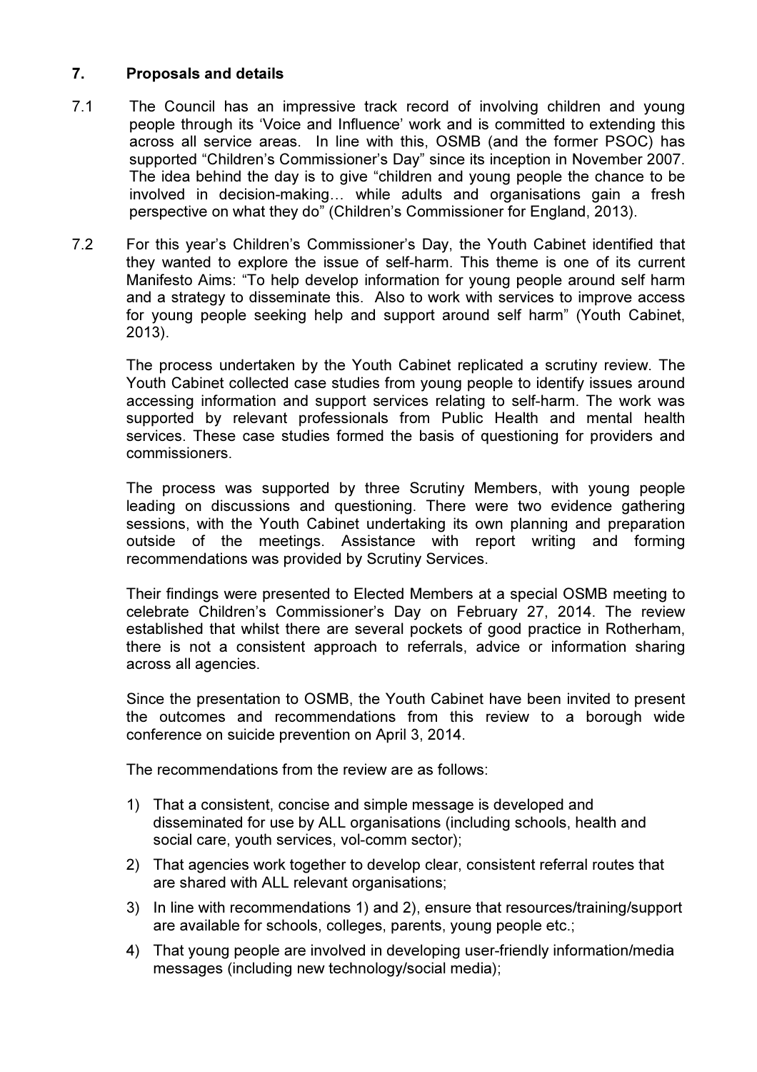## 7. Proposals and details

7.1 The Council has an impressive track record of involving children and young people through its 'Voice and Influence' work and is committed to extending this across all service areas. In line with this, OSMB (and the former PSOC) has supported "Children's Commissioner's Day" since its inception in November 2007. The idea behind the day is to give "children and young people the chance to be involved in decision-making… while adults and organisations gain a fresh perspective on what they do" (Children's Commissioner for England, 2013).

7.2 For this year's Children's Commissioner's Day, the Youth Cabinet identified that they wanted to explore the issue of self-harm. This theme is one of its current Manifesto Aims: "To help develop information for young people around self harm and a strategy to disseminate this. Also to work with services to improve access for young people seeking help and support around self harm" (Youth Cabinet, 2013).

The process undertaken by the Youth Cabinet replicated a scrutiny review. The Youth Cabinet collected case studies from young people to identify issues around accessing information and support services relating to self-harm. The work was supported by relevant professionals from Public Health and mental health services. These case studies formed the basis of questioning for providers and commissioners.

The process was supported by three Scrutiny Members, with young people leading on discussions and questioning. There were two evidence gathering sessions, with the Youth Cabinet undertaking its own planning and preparation outside of the meetings. Assistance with report writing and forming recommendations was provided by Scrutiny Services.

Their findings were presented to Elected Members at a special OSMB meeting to celebrate Children's Commissioner's Day on February 27, 2014. The review established that whilst there are several pockets of good practice in Rotherham, there is not a consistent approach to referrals, advice or information sharing across all agencies.

Since the presentation to OSMB, the Youth Cabinet have been invited to present the outcomes and recommendations from this review to a borough wide conference on suicide prevention on April 3, 2014.

The recommendations from the review are as follows:

1) That a consistent, concise and simple message is developed and disseminated for use by ALL organisations (including schools, health and social care, youth services, vol-comm sector);
2) That agencies work together to develop clear, consistent referral routes that are shared with ALL relevant organisations;
3) In line with recommendations 1) and 2), ensure that resources/training/support are available for schools, colleges, parents, young people etc.;
4) That young people are involved in developing user-friendly information/media messages (including new technology/social media);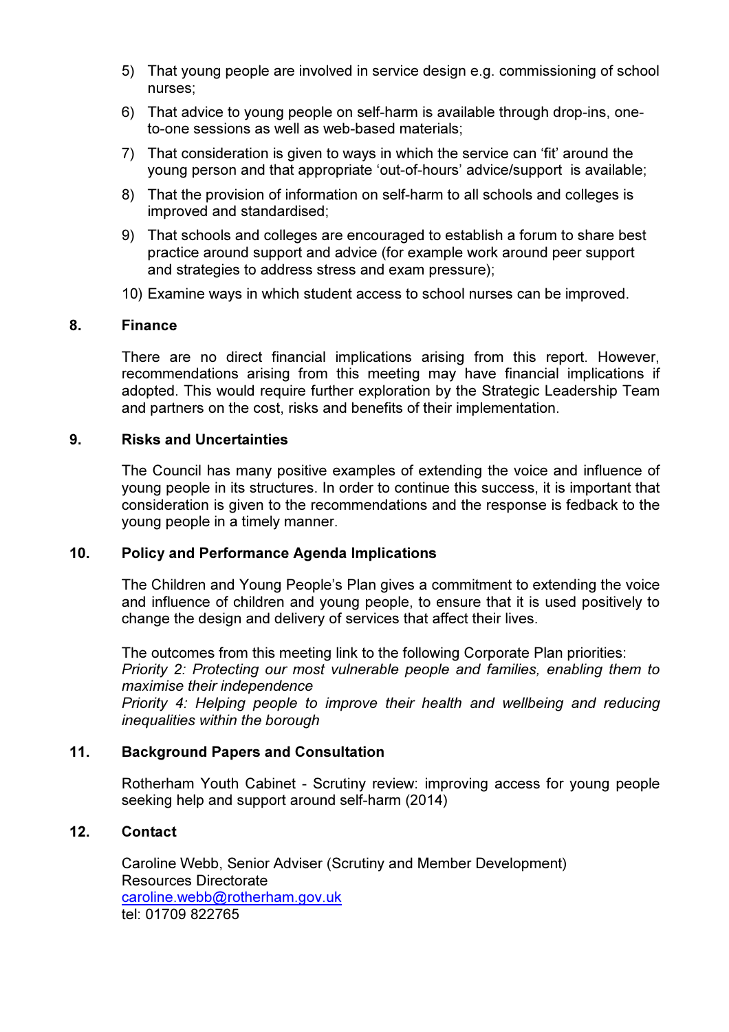5) That young people are involved in service design e.g. commissioning of school nurses;
6) That advice to young people on self-harm is available through drop-ins, one-to-one sessions as well as web-based materials;
7) That consideration is given to ways in which the service can 'fit' around the young person and that appropriate 'out-of-hours' advice/support is available;
8) That the provision of information on self-harm to all schools and colleges is improved and standardised;
9) That schools and colleges are encouraged to establish a forum to share best practice around support and advice (for example work around peer support and strategies to address stress and exam pressure);
10) Examine ways in which student access to school nurses can be improved.

## 8. Finance

There are no direct financial implications arising from this report. However, recommendations arising from this meeting may have financial implications if adopted. This would require further exploration by the Strategic Leadership Team and partners on the cost, risks and benefits of their implementation.

## 9. Risks and Uncertainties

The Council has many positive examples of extending the voice and influence of young people in its structures. In order to continue this success, it is important that consideration is given to the recommendations and the response is fedback to the young people in a timely manner.

## 10. Policy and Performance Agenda Implications

The Children and Young People's Plan gives a commitment to extending the voice and influence of children and young people, to ensure that it is used positively to change the design and delivery of services that affect their lives.

The outcomes from this meeting link to the following Corporate Plan priorities:
*Priority 2: Protecting our most vulnerable people and families, enabling them to maximise their independence*
*Priority 4: Helping people to improve their health and wellbeing and reducing inequalities within the borough*

## 11. Background Papers and Consultation

Rotherham Youth Cabinet - Scrutiny review: improving access for young people seeking help and support around self-harm (2014)

## 12. Contact

Caroline Webb, Senior Adviser (Scrutiny and Member Development)
Resources Directorate
caroline.webb@rotherham.gov.uk
tel: 01709 822765